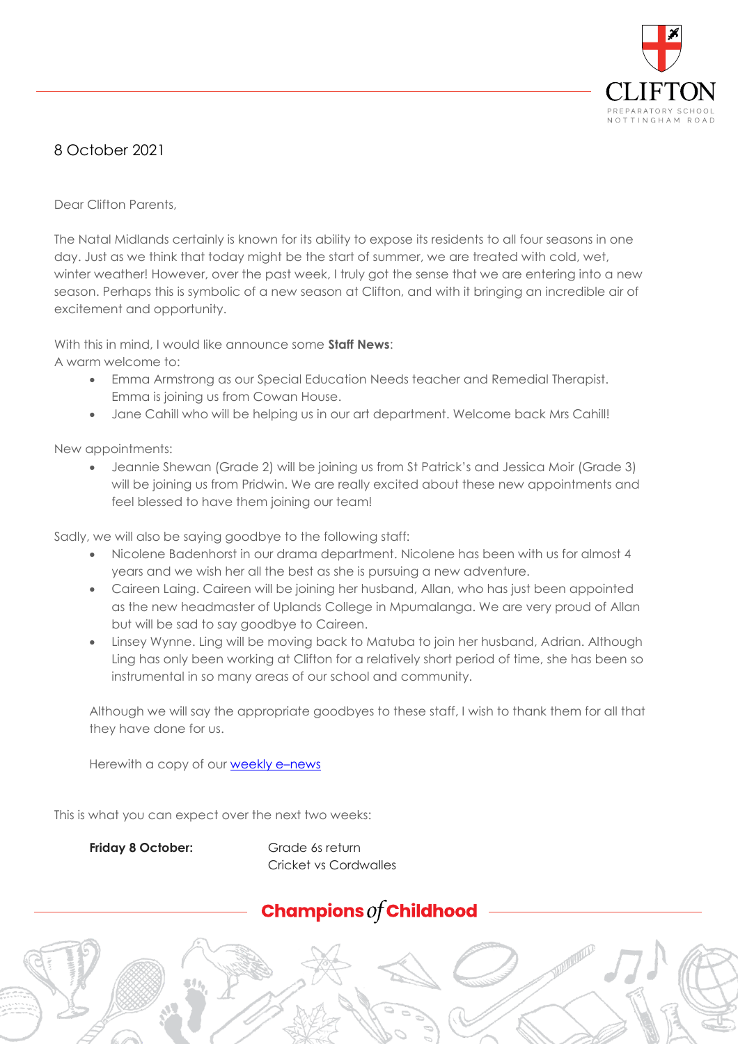8 October 2021

Dear Clifton Parents,

The Natal Midlands certainly is known for its ability to expose its residents to all four seasons in one day. Just as we think that today might be the start of summer, we are treated with cold, wet, winter weather! However, over the past week, I truly got the sense that we are entering into a new season. Perhaps this is symbolic of a new season at Clifton, and with it bringing an incredible air of excitement and opportunity.

With this in mind, I would like announce some **Staff News**:
A warm welcome to:

- Emma Armstrong as our Special Education Needs teacher and Remedial Therapist. Emma is joining us from Cowan House.
- Jane Cahill who will be helping us in our art department. Welcome back Mrs Cahill!

New appointments:

- Jeannie Shewan (Grade 2) will be joining us from St Patrick's and Jessica Moir (Grade 3) will be joining us from Pridwin. We are really excited about these new appointments and feel blessed to have them joining our team!

Sadly, we will also be saying goodbye to the following staff:

- Nicolene Badenhorst in our drama department. Nicolene has been with us for almost 4 years and we wish her all the best as she is pursuing a new adventure.
- Caireen Laing. Caireen will be joining her husband, Allan, who has just been appointed as the new headmaster of Uplands College in Mpumalanga. We are very proud of Allan but will be sad to say goodbye to Caireen.
- Linsey Wynne. Ling will be moving back to Matuba to join her husband, Adrian. Although Ling has only been working at Clifton for a relatively short period of time, she has been so instrumental in so many areas of our school and community.

Although we will say the appropriate goodbyes to these staff, I wish to thank them for all that they have done for us.

Herewith a copy of our weekly e–news

This is what you can expect over the next two weeks:

**Friday 8 October:** Grade 6s return
Cricket vs Cordwalles

Champions of Childhood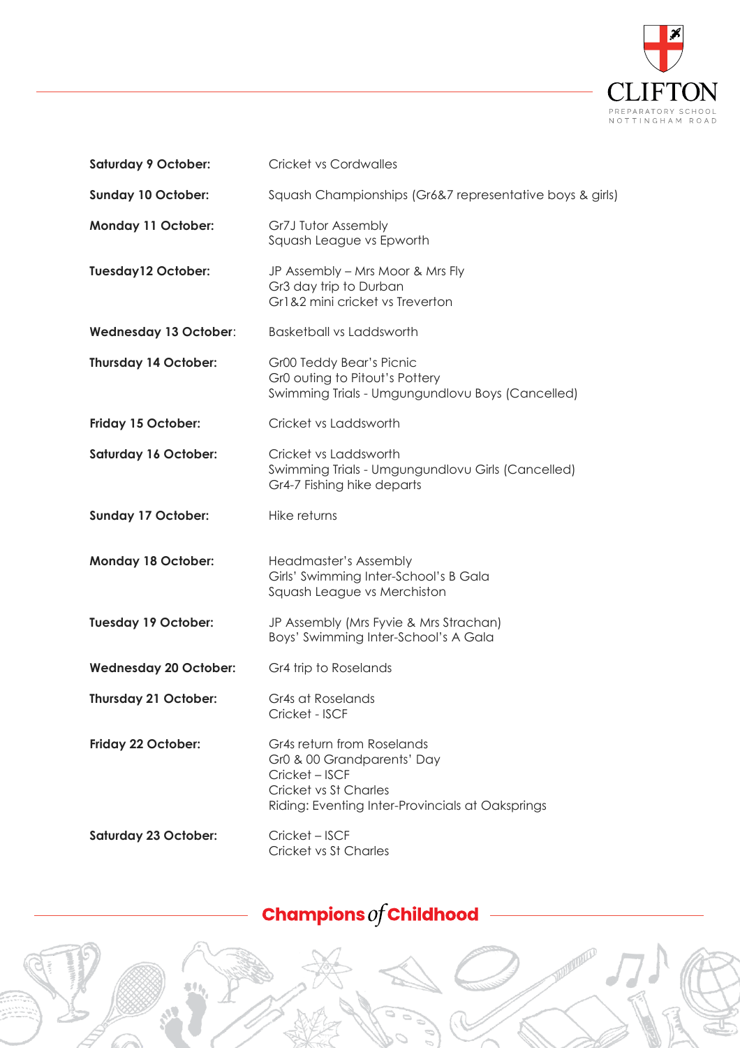| | |
|---|---|
| **Saturday 9 October:** | Cricket vs Cordwalles |
| **Sunday 10 October:** | Squash Championships (Gr6&7 representative boys & girls) |
| **Monday 11 October:** | Gr7J Tutor Assembly<br>Squash League vs Epworth |
| **Tuesday12 October:** | JP Assembly – Mrs Moor & Mrs Fly<br>Gr3 day trip to Durban<br>Gr1&2 mini cricket vs Treverton |
| **Wednesday 13 October:** | Basketball vs Laddsworth |
| **Thursday 14 October:** | Gr00 Teddy Bear's Picnic<br>Gr0 outing to Pitout's Pottery<br>Swimming Trials - Umgungundlovu Boys (Cancelled) |
| **Friday 15 October:** | Cricket vs Laddsworth |
| **Saturday 16 October:** | Cricket vs Laddsworth<br>Swimming Trials - Umgungundlovu Girls (Cancelled)<br>Gr4-7 Fishing hike departs |
| **Sunday 17 October:** | Hike returns |
| **Monday 18 October:** | Headmaster's Assembly<br>Girls' Swimming Inter-School's B Gala<br>Squash League vs Merchiston |
| **Tuesday 19 October:** | JP Assembly (Mrs Fyvie & Mrs Strachan)<br>Boys' Swimming Inter-School's A Gala |
| **Wednesday 20 October:** | Gr4 trip to Roselands |
| **Thursday 21 October:** | Gr4s at Roselands<br>Cricket - ISCF |
| **Friday 22 October:** | Gr4s return from Roselands<br>Gr0 & 00 Grandparents' Day<br>Cricket – ISCF<br>Cricket vs St Charles<br>Riding: Eventing Inter-Provincials at Oaksprings |
| **Saturday 23 October:** | Cricket – ISCF<br>Cricket vs St Charles |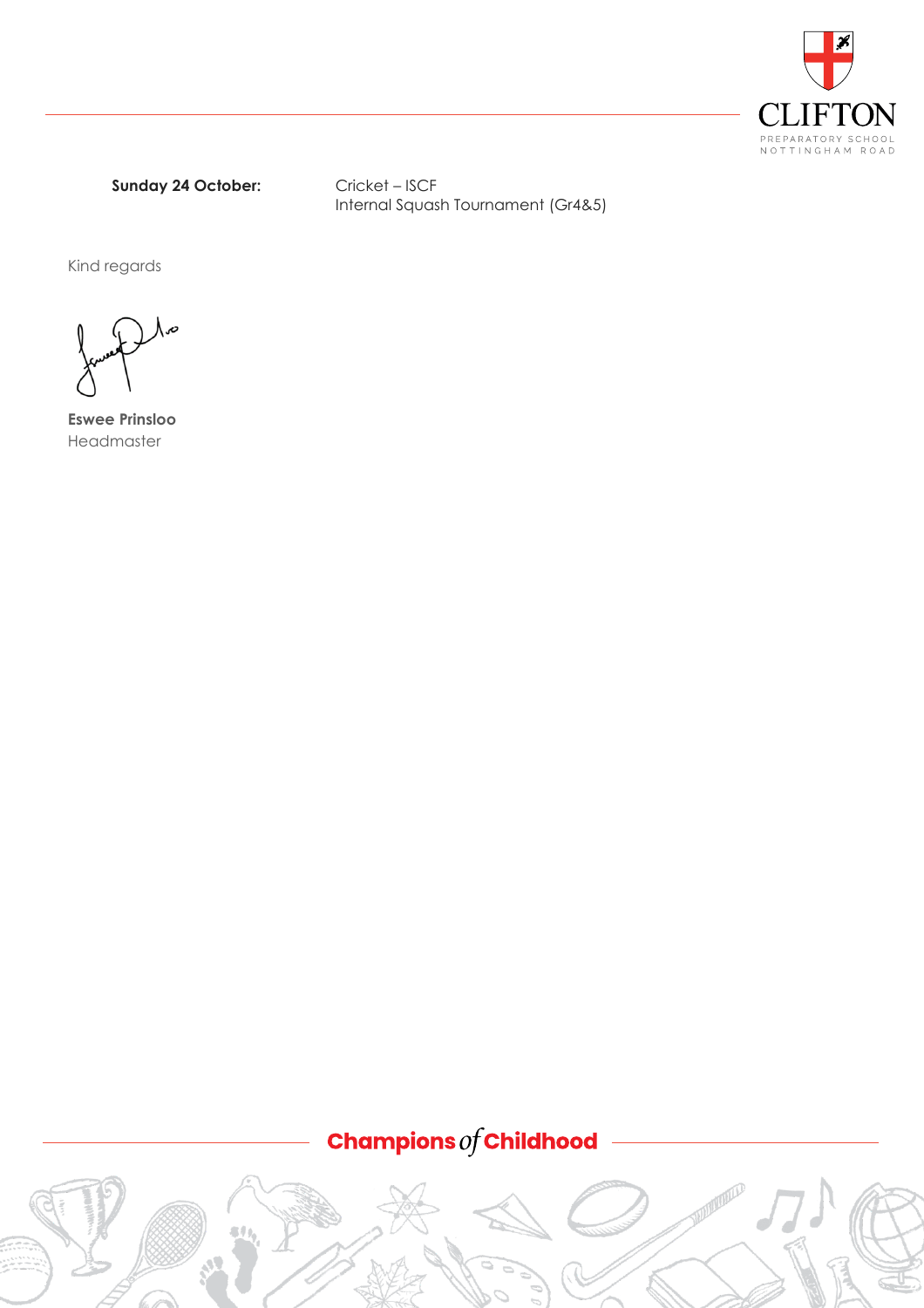| | |
|---|---|
| **Sunday 24 October:** | Cricket – ISCF<br>Internal Squash Tournament (Gr4&5) |

Kind regards

**Eswee Prinsloo**
Headmaster